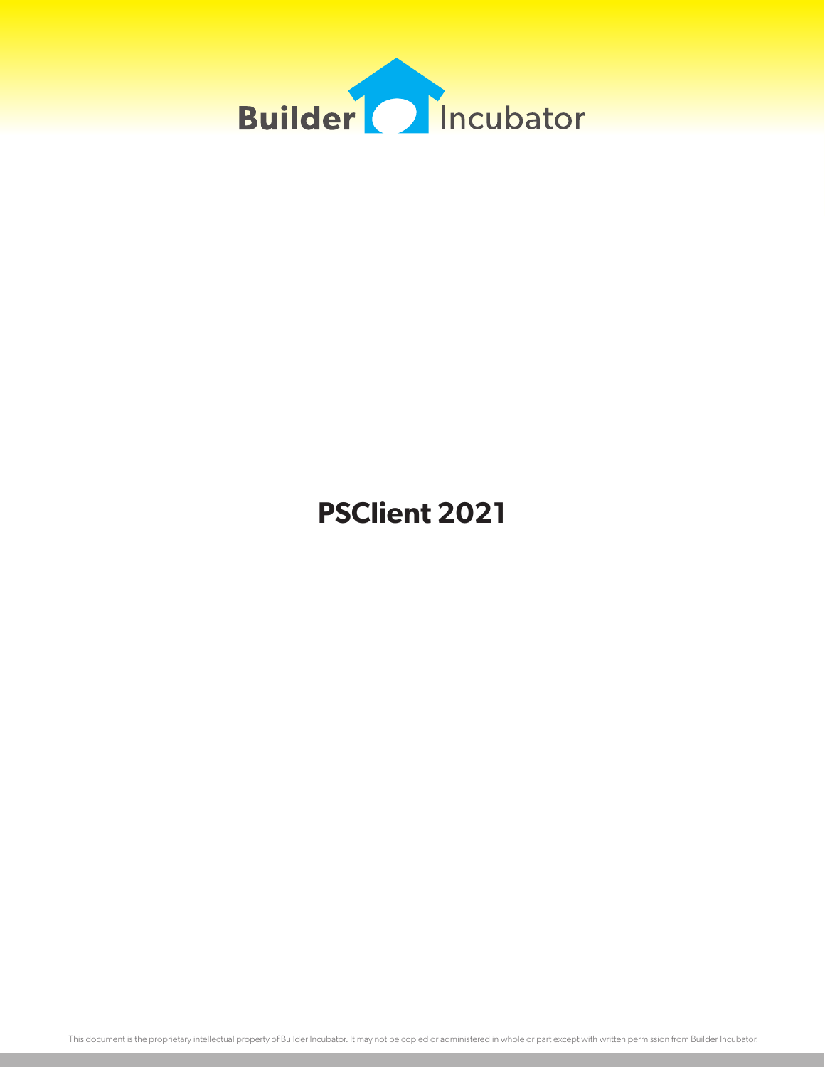Builder Incubator

# PSClient 2021

This document is the proprietary intellectual property of Builder Incubator. It may not be copied or administered in whole or part except with written permission from Builder Incubator.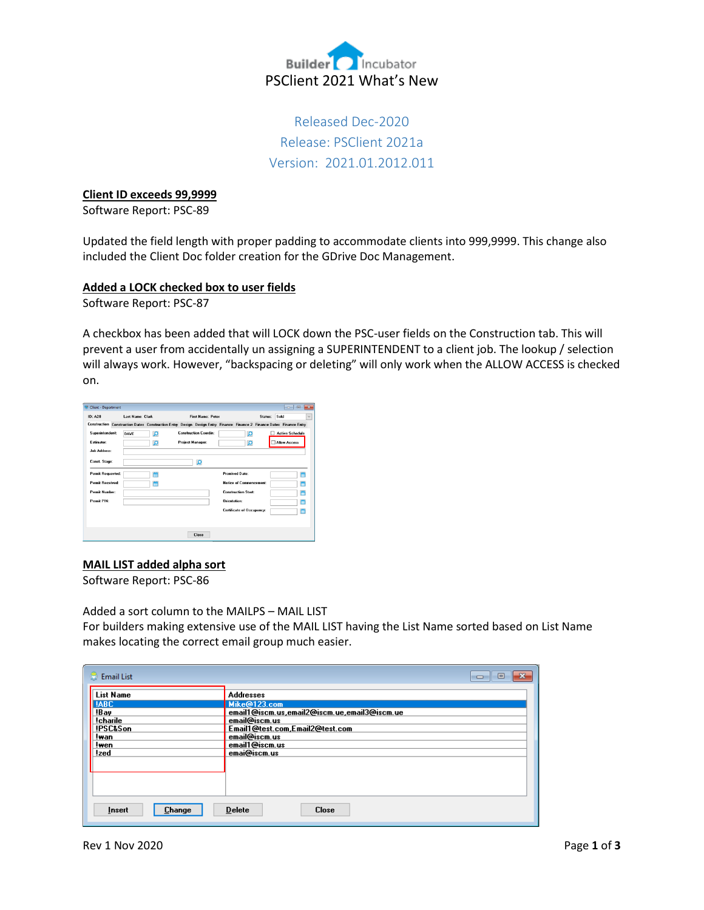Builder Incubator

# PSClient 2021 What's New

Released Dec-2020
Release: PSClient 2021a
Version: 2021.01.2012.011

## Client ID exceeds 99,9999

Software Report: PSC-89

Updated the field length with proper padding to accommodate clients into 999,9999. This change also included the Client Doc folder creation for the GDrive Doc Management.

## Added a LOCK checked box to user fields

Software Report: PSC-87

A checkbox has been added that will LOCK down the PSC-user fields on the Construction tab. This will prevent a user from accidentally un assigning a SUPERINTENDENT to a client job. The lookup / selection will always work. However, "backspacing or deleting" will only work when the ALLOW ACCESS is checked on.

## MAIL LIST added alpha sort

Software Report: PSC-86

Added a sort column to the MAILPS – MAIL LIST
For builders making extensive use of the MAIL LIST having the List Name sorted based on List Name makes locating the correct email group much easier.

Rev 1 Nov 2020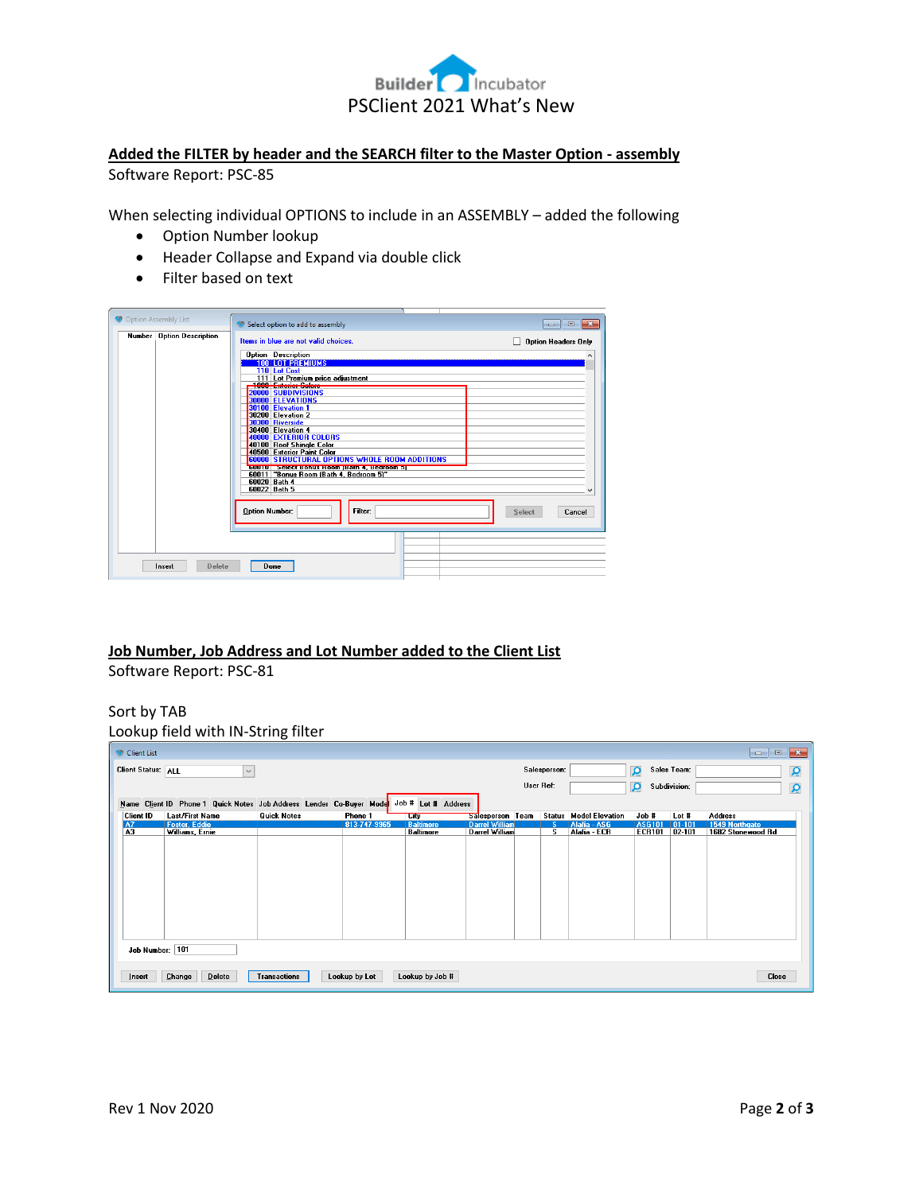## Added the FILTER by header and the SEARCH filter to the Master Option - assembly

Software Report: PSC-85

When selecting individual OPTIONS to include in an ASSEMBLY – added the following

- Option Number lookup
- Header Collapse and Expand via double click
- Filter based on text

## Job Number, Job Address and Lot Number added to the Client List

Software Report: PSC-81

Sort by TAB

Lookup field with IN-String filter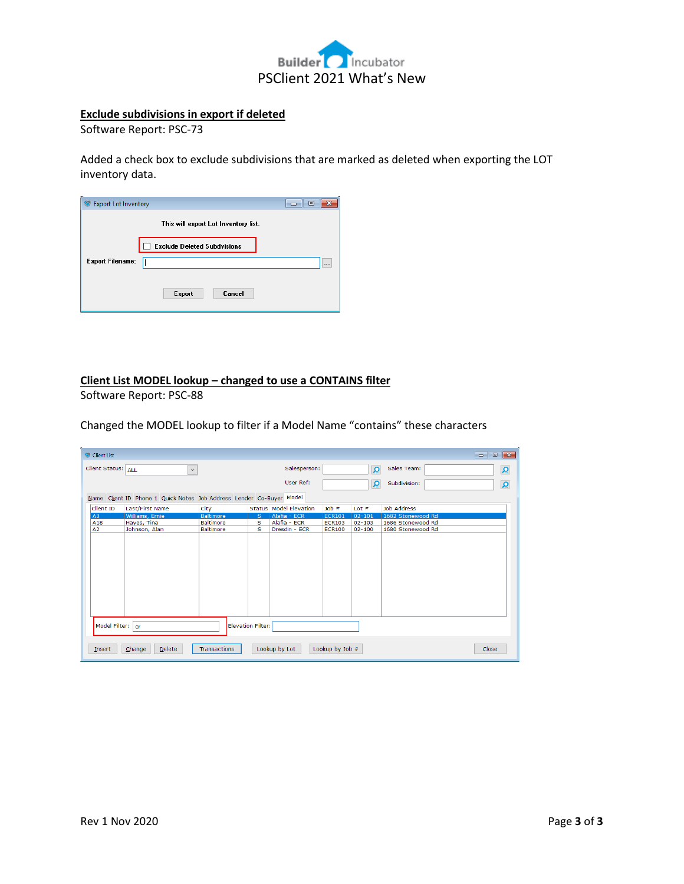## Exclude subdivisions in export if deleted

Software Report: PSC-73

Added a check box to exclude subdivisions that are marked as deleted when exporting the LOT inventory data.

## Client List MODEL lookup – changed to use a CONTAINS filter

Software Report: PSC-88

Changed the MODEL lookup to filter if a Model Name “contains” these characters

Rev 1 Nov 2020